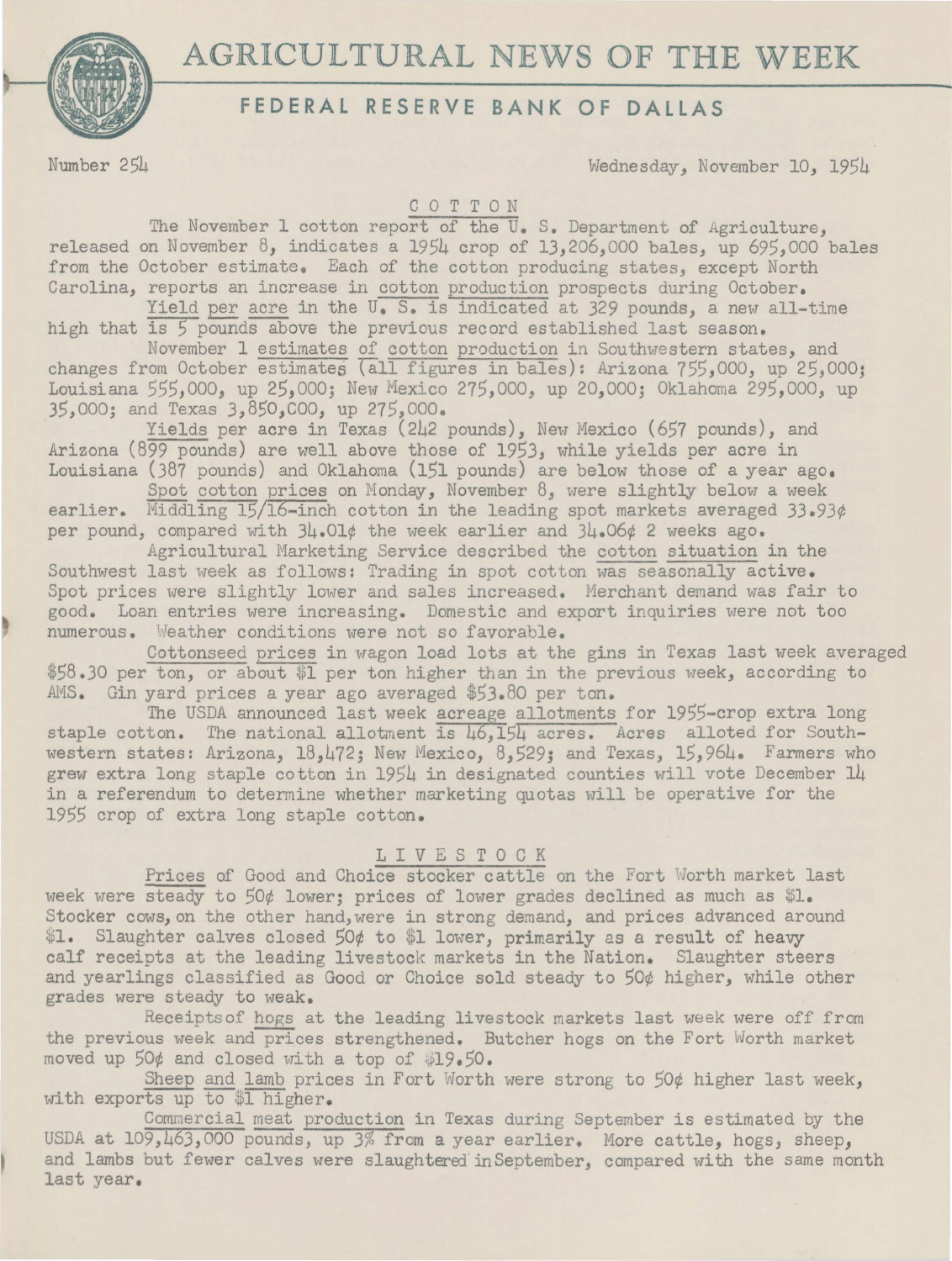# AGRICULTURAL NEWS OF THE WEEK

## FEDERAL RESERVE BANK OF DALLAS

Number 254 Wednesday, November 10, 1954

### COTTON

The November 1 cotton report of the U. S. Department of Agriculture, released on November 8, indicates a 1954 crop of 13,206,000 bales, up 695,000 bales from the October estimate. Each of the cotton producing states, except North Carolina, reports an increase in cotton production prospects during October.

Yield per acre in the U. S. is indicated at 329 pounds, a new all-time high that is 5 pounds above the previous record established last season.

November 1 estimates of cotton production in Southwestern states, and changes from October estimates (all figures in bales): Arizona 755,000, up 25,000; Louisiana 555,000, up 25,000; New Mexico 275,000, up 20,000; Oklahoma 295,000, up 35,000; and Texas 3,850,000, up 275,000.

Yields per acre in Texas (242 pounds), New Mexico (657 pounds), and Arizona (899 pounds) are well above those of 1953, while yields per acre in Louisiana (387 pounds) and Oklahoma (151 pounds) are below those of a year ago.

Spot cotton prices on Monday, November 8, were slightly below a week earlier. Middling 15/16-inch cotton in the leading spot markets averaged 33.93¢ per pound, compared with 34.01¢ the week earlier and 34.06¢ 2 weeks ago.

Agricultural Marketing Service described the cotton situation in the Southwest last week as follows: Trading in spot cotton was seasonally active. Spot prices were slightly lower and sales increased. Merchant demand was fair to good. Loan entries were increasing. Domestic and export inquiries were not too numerous. Weather conditions were not so favorable.

Cottonseed prices in wagon load lots at the gins in Texas last week averaged $58.30 per ton, or about $1 per ton higher than in the previous week, according to AMS. Gin yard prices a year ago averaged $53.80 per ton.

The USDA announced last week acreage allotments for 1955-crop extra long staple cotton. The national allotment is 46,154 acres. Acres alloted for Southwestern states: Arizona, 18,472; New Mexico, 8,529; and Texas, 15,964. Farmers who grew extra long staple cotton in 1954 in designated counties will vote December 14 in a referendum to determine whether marketing quotas will be operative for the 1955 crop of extra long staple cotton.

### LIVESTOCK

Prices of Good and Choice stocker cattle on the Fort Worth market last week were steady to 50¢ lower; prices of lower grades declined as much as $1. Stocker cows, on the other hand, were in strong demand, and prices advanced around $1. Slaughter calves closed 50¢ to $1 lower, primarily as a result of heavy calf receipts at the leading livestock markets in the Nation. Slaughter steers and yearlings classified as Good or Choice sold steady to 50¢ higher, while other grades were steady to weak.

Receipts of hogs at the leading livestock markets last week were off from the previous week and prices strengthened. Butcher hogs on the Fort Worth market moved up 50¢ and closed with a top of $19.50.

Sheep and lamb prices in Fort Worth were strong to 50¢ higher last week, with exports up to $1 higher.

Commercial meat production in Texas during September is estimated by the USDA at 109,463,000 pounds, up 3% from a year earlier. More cattle, hogs, sheep, and lambs but fewer calves were slaughtered in September, compared with the same month last year.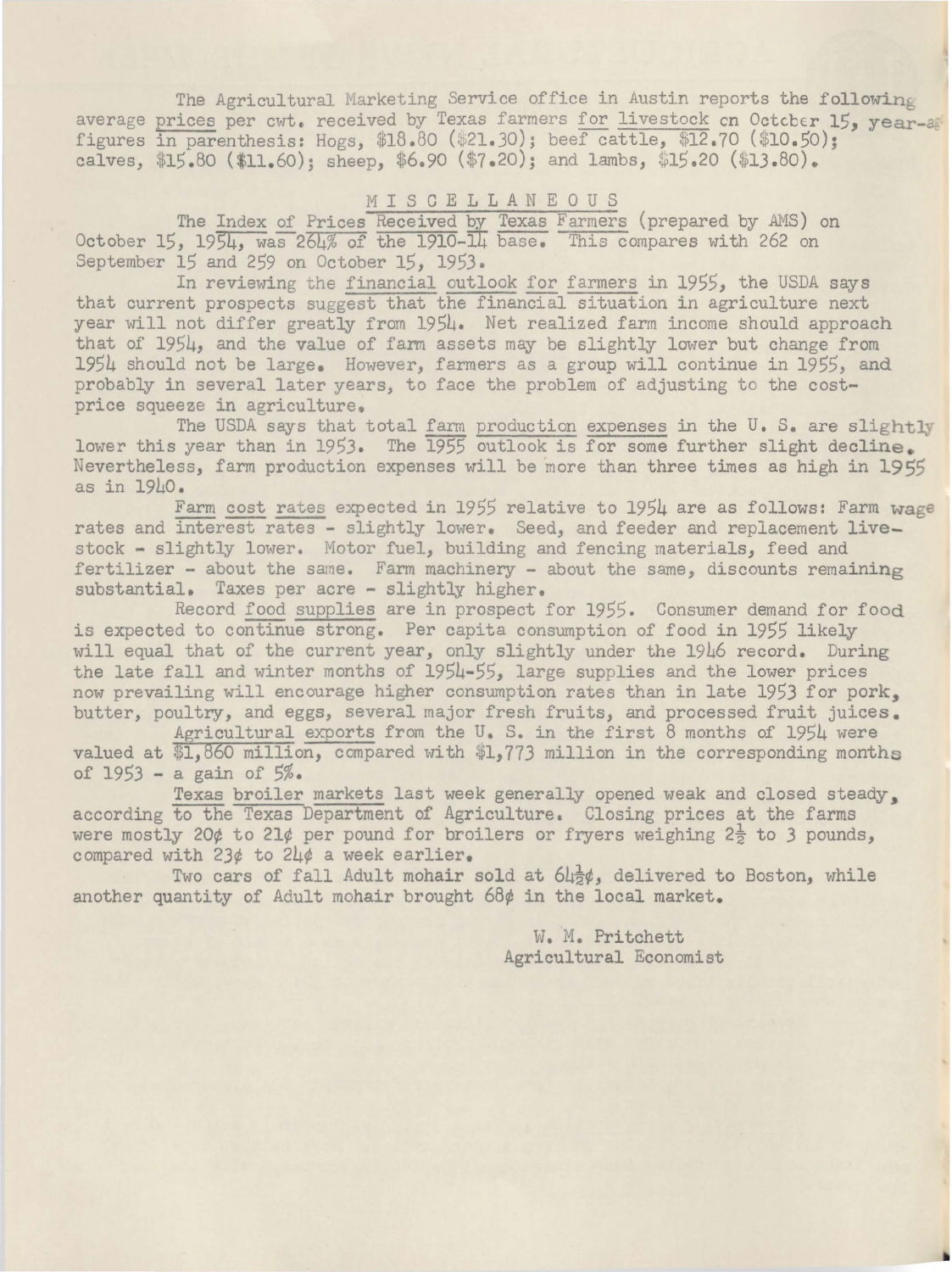The Agricultural Marketing Service office in Austin reports the following average prices per cwt. received by Texas farmers for livestock on October 15, year-ago figures in parenthesis: Hogs, $18.80 ($21.30); beef cattle, $12.70 ($10.50); calves, $15.80 ($11.60); sheep, $6.90 ($7.20); and lambs, $15.20 ($13.80).

## MISCELLANEOUS

The Index of Prices Received by Texas Farmers (prepared by AMS) on October 15, 1954, was 264% of the 1910-14 base. This compares with 262 on September 15 and 259 on October 15, 1953.

In reviewing the financial outlook for farmers in 1955, the USDA says that current prospects suggest that the financial situation in agriculture next year will not differ greatly from 1954. Net realized farm income should approach that of 1954, and the value of farm assets may be slightly lower but change from 1954 should not be large. However, farmers as a group will continue in 1955, and probably in several later years, to face the problem of adjusting to the cost-price squeeze in agriculture.

The USDA says that total farm production expenses in the U. S. are slightly lower this year than in 1953. The 1955 outlook is for some further slight decline. Nevertheless, farm production expenses will be more than three times as high in 1955 as in 1940.

Farm cost rates expected in 1955 relative to 1954 are as follows: Farm wage rates and interest rates - slightly lower. Seed, and feeder and replacement livestock - slightly lower. Motor fuel, building and fencing materials, feed and fertilizer - about the same. Farm machinery - about the same, discounts remaining substantial. Taxes per acre - slightly higher.

Record food supplies are in prospect for 1955. Consumer demand for food is expected to continue strong. Per capita consumption of food in 1955 likely will equal that of the current year, only slightly under the 1946 record. During the late fall and winter months of 1954-55, large supplies and the lower prices now prevailing will encourage higher consumption rates than in late 1953 for pork, butter, poultry, and eggs, several major fresh fruits, and processed fruit juices.

Agricultural exports from the U. S. in the first 8 months of 1954 were valued at $1,860 million, compared with $1,773 million in the corresponding months of 1953 - a gain of 5%.

Texas broiler markets last week generally opened weak and closed steady, according to the Texas Department of Agriculture. Closing prices at the farms were mostly 20¢ to 21¢ per pound for broilers or fryers weighing 2½ to 3 pounds, compared with 23¢ to 24¢ a week earlier.

Two cars of fall Adult mohair sold at 64½¢, delivered to Boston, while another quantity of Adult mohair brought 68¢ in the local market.

W. M. Pritchett
Agricultural Economist